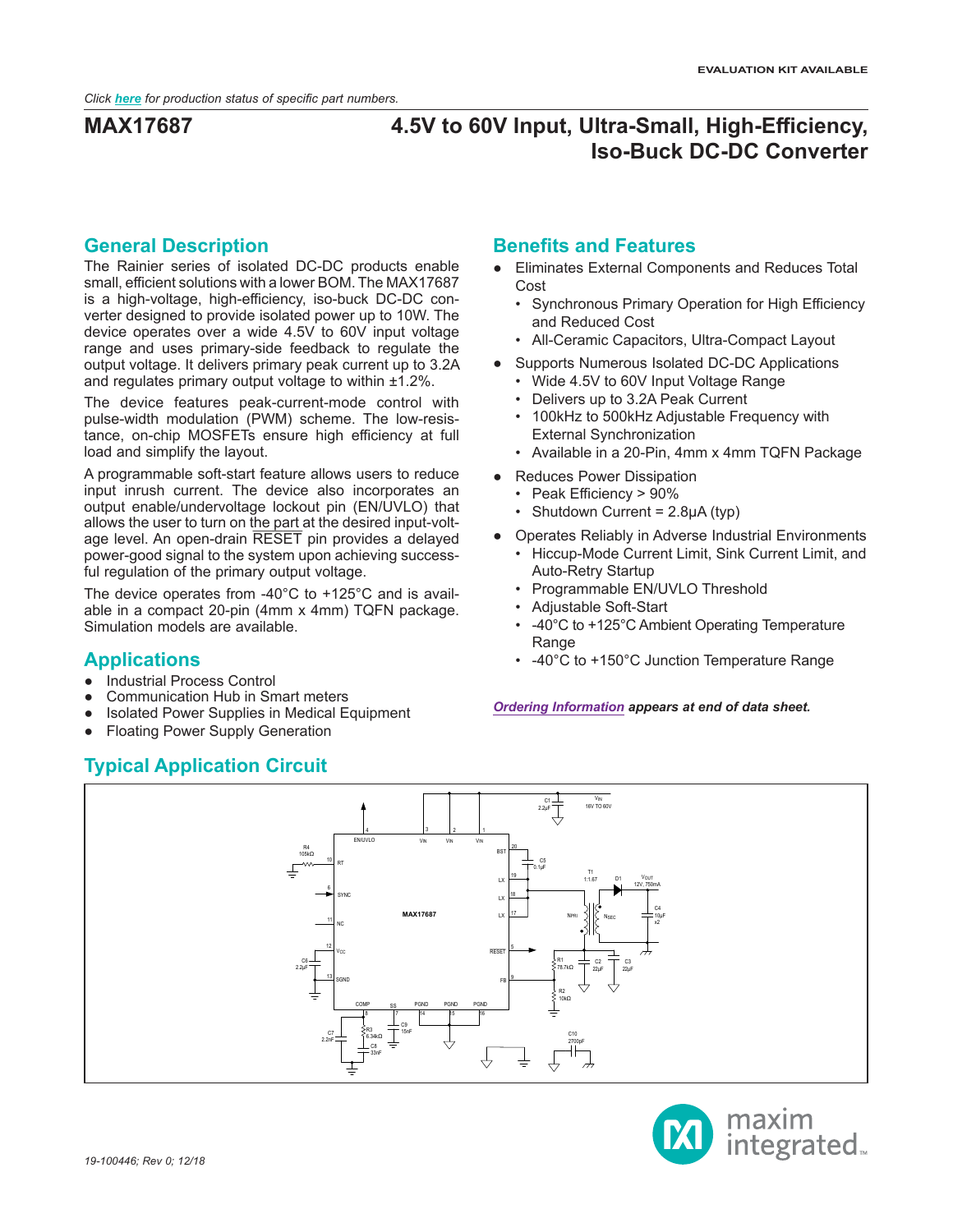EVALUATION KIT AVAILABLE

*Click here for production status of specific part numbers.*

# MAX17687

# 4.5V to 60V Input, Ultra-Small, High-Efficiency, Iso-Buck DC-DC Converter

## General Description

The Rainier series of isolated DC-DC products enable small, efficient solutions with a lower BOM. The MAX17687 is a high-voltage, high-efficiency, iso-buck DC-DC converter designed to provide isolated power up to 10W. The device operates over a wide 4.5V to 60V input voltage range and uses primary-side feedback to regulate the output voltage. It delivers primary peak current up to 3.2A and regulates primary output voltage to within ±1.2%.

The device features peak-current-mode control with pulse-width modulation (PWM) scheme. The low-resistance, on-chip MOSFETs ensure high efficiency at full load and simplify the layout.

A programmable soft-start feature allows users to reduce input inrush current. The device also incorporates an output enable/undervoltage lockout pin (EN/UVLO) that allows the user to turn on the part at the desired input-voltage level. An open-drain RESET pin provides a delayed power-good signal to the system upon achieving successful regulation of the primary output voltage.

The device operates from -40°C to +125°C and is available in a compact 20-pin (4mm x 4mm) TQFN package. Simulation models are available.

## Applications

- Industrial Process Control
- Communication Hub in Smart meters
- Isolated Power Supplies in Medical Equipment
- Floating Power Supply Generation

## Benefits and Features

- Eliminates External Components and Reduces Total Cost
  - Synchronous Primary Operation for High Efficiency and Reduced Cost
  - All-Ceramic Capacitors, Ultra-Compact Layout
- Supports Numerous Isolated DC-DC Applications
  - Wide 4.5V to 60V Input Voltage Range
  - Delivers up to 3.2A Peak Current
  - 100kHz to 500kHz Adjustable Frequency with External Synchronization
  - Available in a 20-Pin, 4mm x 4mm TQFN Package
- Reduces Power Dissipation
  - Peak Efficiency > 90%
  - Shutdown Current = 2.8µA (typ)
- Operates Reliably in Adverse Industrial Environments
  - Hiccup-Mode Current Limit, Sink Current Limit, and Auto-Retry Startup
  - Programmable EN/UVLO Threshold
  - Adjustable Soft-Start
  - -40°C to +125°C Ambient Operating Temperature Range
  - -40°C to +150°C Junction Temperature Range

***Ordering Information** appears at end of data sheet.*

## Typical Application Circuit

19-100446; Rev 0; 12/18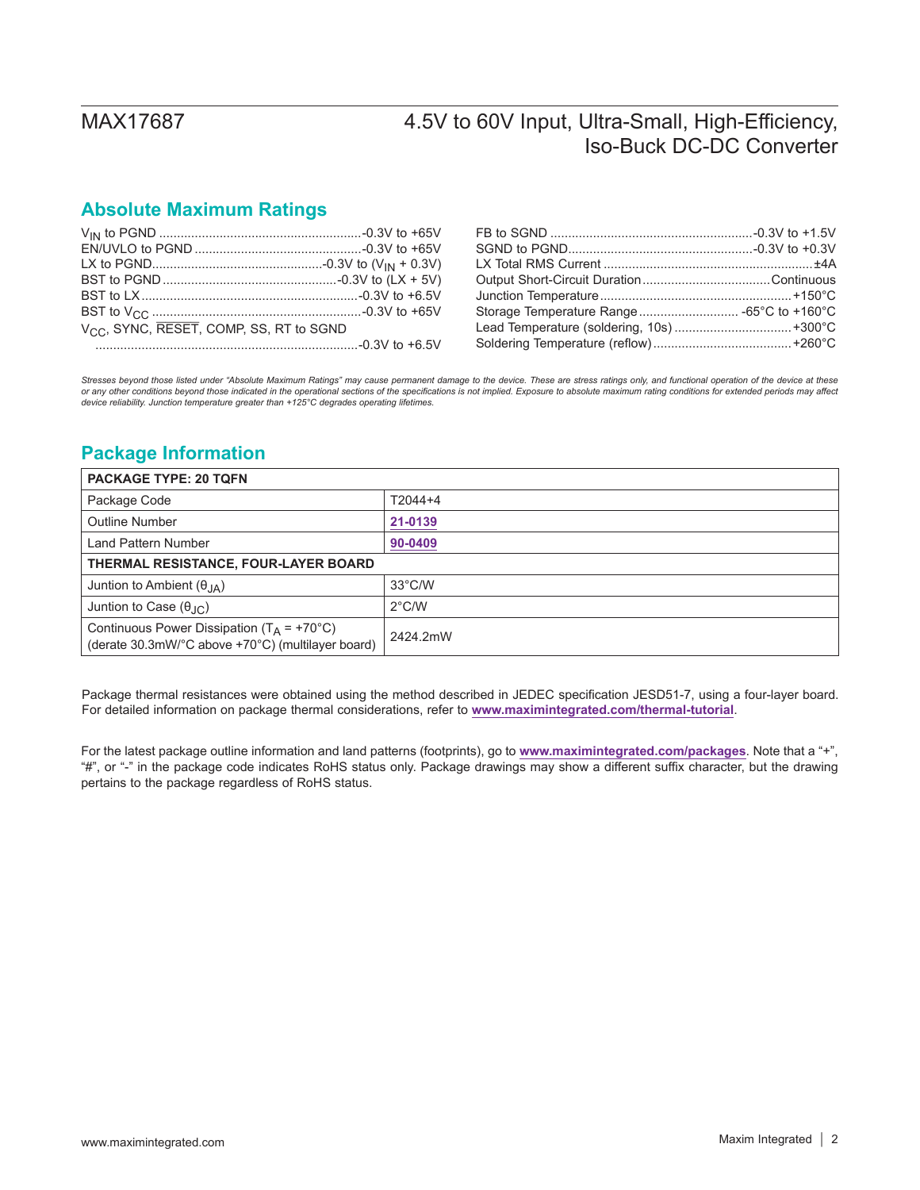## Absolute Maximum Ratings

$V_{IN}$ to PGND ........................................................-0.3V to +65V
EN/UVLO to PGND ...............................................-0.3V to +65V
LX to PGND................................................-0.3V to ($V_{IN}$ + 0.3V)
BST to PGND .................................................-0.3V to (LX + 5V)
BST to LX.............................................................-0.3V to +6.5V
BST to $V_{CC}$ ...........................................................-0.3V to +65V
$V_{CC}$, SYNC, $\overline{RESET}$, COMP, SS, RT to SGND
.........................................................................-0.3V to +6.5V
FB to SGND ........................................................-0.3V to +1.5V
SGND to PGND....................................................-0.3V to +0.3V
LX Total RMS Current ...........................................................±4A
Output Short-Circuit Duration....................................Continuous
Junction Temperature......................................................+150°C
Storage Temperature Range............................ -65°C to +160°C
Lead Temperature (soldering, 10s) .................................+300°C
Soldering Temperature (reflow).......................................+260°C

*Stresses beyond those listed under "Absolute Maximum Ratings" may cause permanent damage to the device. These are stress ratings only, and functional operation of the device at these or any other conditions beyond those indicated in the operational sections of the specifications is not implied. Exposure to absolute maximum rating conditions for extended periods may affect device reliability. Junction temperature greater than +125°C degrades operating lifetimes.*

## Package Information

| PACKAGE TYPE: 20 TQFN | |
|---|---|
| Package Code | T2044+4 |
| Outline Number | 21-0139 |
| Land Pattern Number | 90-0409 |
| **THERMAL RESISTANCE, FOUR-LAYER BOARD** | |
| Juntion to Ambient ($\theta_{JA}$) | 33°C/W |
| Juntion to Case ($\theta_{JC}$) | 2°C/W |
| Continuous Power Dissipation ($T_A$ = +70°C) (derate 30.3mW/°C above +70°C) (multilayer board) | 2424.2mW |

Package thermal resistances were obtained using the method described in JEDEC specification JESD51-7, using a four-layer board. For detailed information on package thermal considerations, refer to **www.maximintegrated.com/thermal-tutorial**.

For the latest package outline information and land patterns (footprints), go to **www.maximintegrated.com/packages**. Note that a "+", "#", or "-" in the package code indicates RoHS status only. Package drawings may show a different suffix character, but the drawing pertains to the package regardless of RoHS status.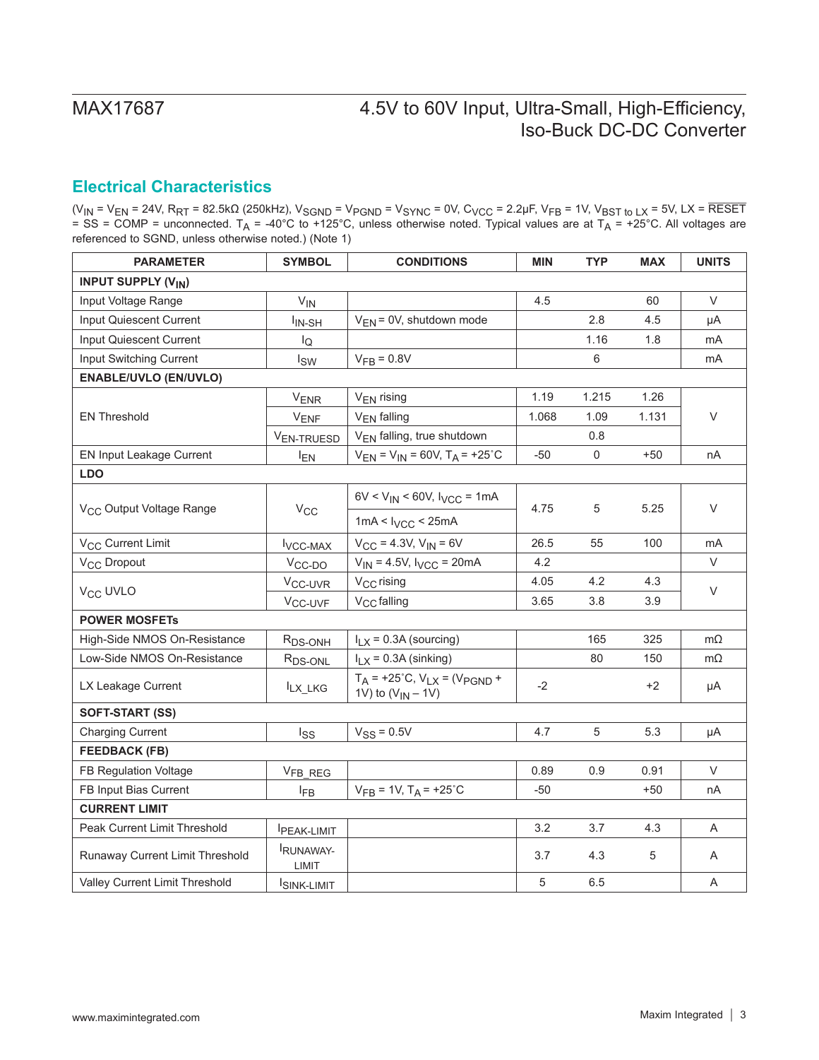## Electrical Characteristics

($V_{IN}$ = $V_{EN}$ = 24V, $R_{RT}$ = 82.5kΩ (250kHz), $V_{SGND}$ = $V_{PGND}$ = $V_{SYNC}$ = 0V, $C_{VCC}$ = 2.2µF, $V_{FB}$ = 1V, $V_{BST\ to\ LX}$ = 5V, LX = $\overline{RESET}$ = SS = COMP = unconnected. $T_A$ = -40°C to +125°C, unless otherwise noted. Typical values are at $T_A$ = +25°C. All voltages are referenced to SGND, unless otherwise noted.) (Note 1)

| PARAMETER | SYMBOL | CONDITIONS | MIN | TYP | MAX | UNITS |
|---|---|---|---|---|---|---|
| **INPUT SUPPLY ($V_{IN}$)** | | | | | | |
| Input Voltage Range | $V_{IN}$ | | 4.5 | | 60 | V |
| Input Quiescent Current | $I_{IN\text{-}SH}$ | $V_{EN}$ = 0V, shutdown mode | | 2.8 | 4.5 | µA |
| Input Quiescent Current | $I_Q$ | | | 1.16 | 1.8 | mA |
| Input Switching Current | $I_{SW}$ | $V_{FB}$ = 0.8V | | 6 | | mA |
| **ENABLE/UVLO (EN/UVLO)** | | | | | | |
| EN Threshold | $V_{ENR}$ | $V_{EN}$ rising | 1.19 | 1.215 | 1.26 | V |
| | $V_{ENF}$ | $V_{EN}$ falling | 1.068 | 1.09 | 1.131 | |
| | $V_{EN\text{-}TRUESD}$ | $V_{EN}$ falling, true shutdown | | 0.8 | | |
| EN Input Leakage Current | $I_{EN}$ | $V_{EN}$ = $V_{IN}$ = 60V, $T_A$ = +25°C | -50 | 0 | +50 | nA |
| **LDO** | | | | | | |
| $V_{CC}$ Output Voltage Range | $V_{CC}$ | 6V < $V_{IN}$ < 60V, $I_{VCC}$ = 1mA | 4.75 | 5 | 5.25 | V |
| | | 1mA < $I_{VCC}$ < 25mA | | | | |
| $V_{CC}$ Current Limit | $I_{VCC\text{-}MAX}$ | $V_{CC}$ = 4.3V, $V_{IN}$ = 6V | 26.5 | 55 | 100 | mA |
| $V_{CC}$ Dropout | $V_{CC\text{-}DO}$ | $V_{IN}$ = 4.5V, $I_{VCC}$ = 20mA | 4.2 | | | V |
| $V_{CC}$ UVLO | $V_{CC\text{-}UVR}$ | $V_{CC}$ rising | 4.05 | 4.2 | 4.3 | V |
| | $V_{CC\text{-}UVF}$ | $V_{CC}$ falling | 3.65 | 3.8 | 3.9 | |
| **POWER MOSFETs** | | | | | | |
| High-Side NMOS On-Resistance | $R_{DS\text{-}ONH}$ | $I_{LX}$ = 0.3A (sourcing) | | 165 | 325 | mΩ |
| Low-Side NMOS On-Resistance | $R_{DS\text{-}ONL}$ | $I_{LX}$ = 0.3A (sinking) | | 80 | 150 | mΩ |
| LX Leakage Current | $I_{LX\_LKG}$ | $T_A$ = +25°C, $V_{LX}$ = ($V_{PGND}$ + 1V) to ($V_{IN}$ – 1V) | -2 | | +2 | µA |
| **SOFT-START (SS)** | | | | | | |
| Charging Current | $I_{SS}$ | $V_{SS}$ = 0.5V | 4.7 | 5 | 5.3 | µA |
| **FEEDBACK (FB)** | | | | | | |
| FB Regulation Voltage | $V_{FB\_REG}$ | | 0.89 | 0.9 | 0.91 | V |
| FB Input Bias Current | $I_{FB}$ | $V_{FB}$ = 1V, $T_A$ = +25°C | -50 | | +50 | nA |
| **CURRENT LIMIT** | | | | | | |
| Peak Current Limit Threshold | $I_{PEAK\text{-}LIMIT}$ | | 3.2 | 3.7 | 4.3 | A |
| Runaway Current Limit Threshold | $I_{RUNAWAY\text{-}LIMIT}$ | | 3.7 | 4.3 | 5 | A |
| Valley Current Limit Threshold | $I_{SINK\text{-}LIMIT}$ | | 5 | 6.5 | | A |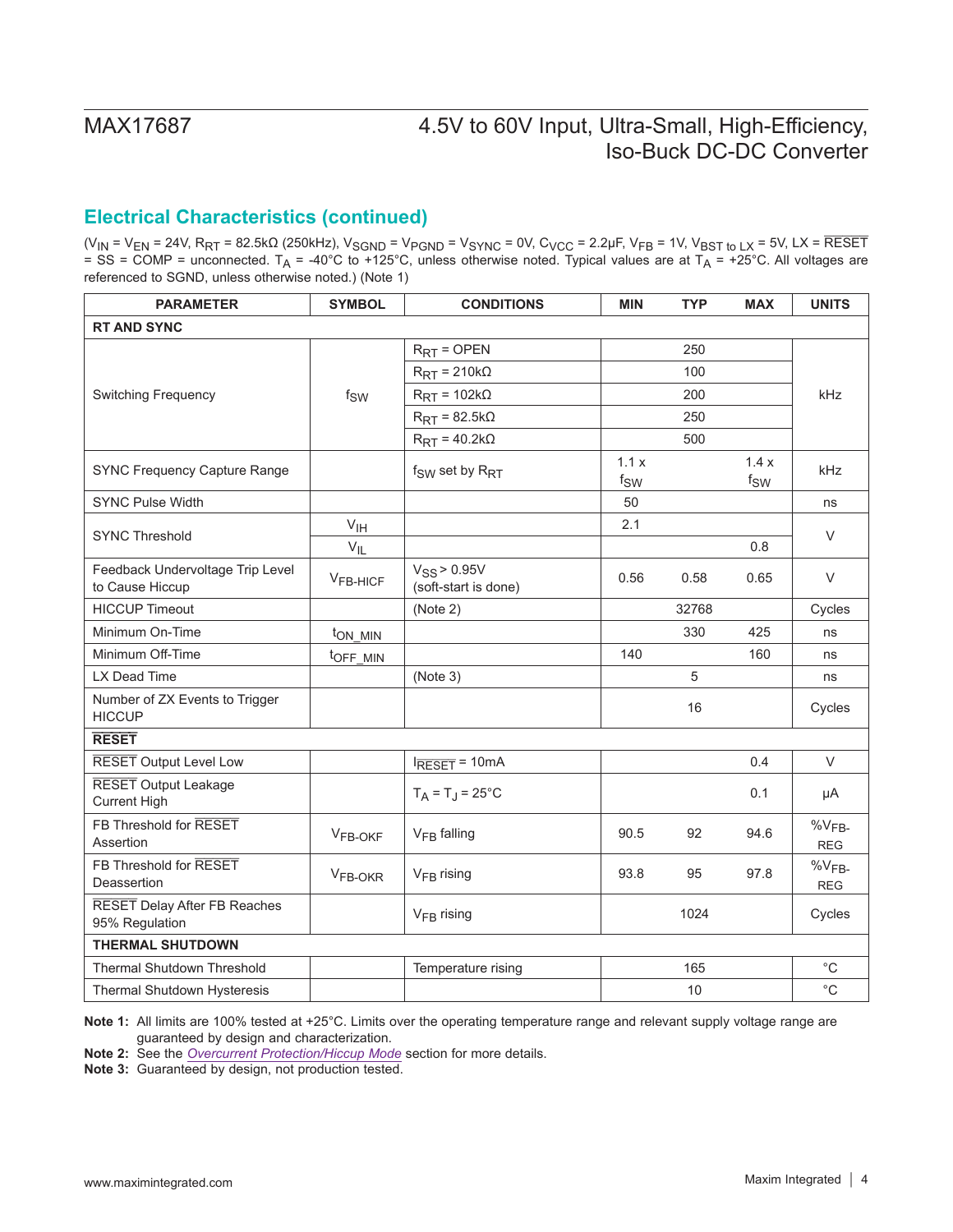## Electrical Characteristics (continued)

($V_{IN}$ = $V_{EN}$ = 24V, $R_{RT}$ = 82.5kΩ (250kHz), $V_{SGND}$ = $V_{PGND}$ = $V_{SYNC}$ = 0V, $C_{VCC}$ = 2.2µF, $V_{FB}$ = 1V, $V_{BST\ to\ LX}$ = 5V, LX = $\overline{RESET}$ = SS = COMP = unconnected. $T_A$ = -40°C to +125°C, unless otherwise noted. Typical values are at $T_A$ = +25°C. All voltages are referenced to SGND, unless otherwise noted.) (Note 1)

| PARAMETER | SYMBOL | CONDITIONS | MIN | TYP | MAX | UNITS |
|---|---|---|---|---|---|---|
| **RT AND SYNC** | | | | | | |
| Switching Frequency | $f_{SW}$ | $R_{RT}$ = OPEN | | 250 | | kHz |
| | | $R_{RT}$ = 210kΩ | | 100 | | |
| | | $R_{RT}$ = 102kΩ | | 200 | | |
| | | $R_{RT}$ = 82.5kΩ | | 250 | | |
| | | $R_{RT}$ = 40.2kΩ | | 500 | | |
| SYNC Frequency Capture Range | | $f_{SW}$ set by $R_{RT}$ | 1.1 x $f_{SW}$ | | 1.4 x $f_{SW}$ | kHz |
| SYNC Pulse Width | | | 50 | | | ns |
| SYNC Threshold | $V_{IH}$ | | 2.1 | | | V |
| | $V_{IL}$ | | | | 0.8 | |
| Feedback Undervoltage Trip Level to Cause Hiccup | $V_{FB\text{-}HICF}$ | $V_{SS}$ > 0.95V (soft-start is done) | 0.56 | 0.58 | 0.65 | V |
| HICCUP Timeout | | (Note 2) | | 32768 | | Cycles |
| Minimum On-Time | $t_{ON\_MIN}$ | | | 330 | 425 | ns |
| Minimum Off-Time | $t_{OFF\_MIN}$ | | 140 | | 160 | ns |
| LX Dead Time | | (Note 3) | | 5 | | ns |
| Number of ZX Events to Trigger HICCUP | | | | 16 | | Cycles |
| **$\overline{RESET}$** | | | | | | |
| $\overline{RESET}$ Output Level Low | | $I_{\overline{RESET}}$ = 10mA | | | 0.4 | V |
| $\overline{RESET}$ Output Leakage Current High | | $T_A$ = $T_J$ = 25°C | | | 0.1 | µA |
| FB Threshold for $\overline{RESET}$ Assertion | $V_{FB\text{-}OKF}$ | $V_{FB}$ falling | 90.5 | 92 | 94.6 | %$V_{FB\text{-}REG}$ |
| FB Threshold for $\overline{RESET}$ Deassertion | $V_{FB\text{-}OKR}$ | $V_{FB}$ rising | 93.8 | 95 | 97.8 | %$V_{FB\text{-}REG}$ |
| $\overline{RESET}$ Delay After FB Reaches 95% Regulation | | $V_{FB}$ rising | | 1024 | | Cycles |
| **THERMAL SHUTDOWN** | | | | | | |
| Thermal Shutdown Threshold | | Temperature rising | | 165 | | °C |
| Thermal Shutdown Hysteresis | | | | 10 | | °C |

**Note 1:** All limits are 100% tested at +25°C. Limits over the operating temperature range and relevant supply voltage range are guaranteed by design and characterization.

**Note 2:** See the *Overcurrent Protection/Hiccup Mode* section for more details.

**Note 3:** Guaranteed by design, not production tested.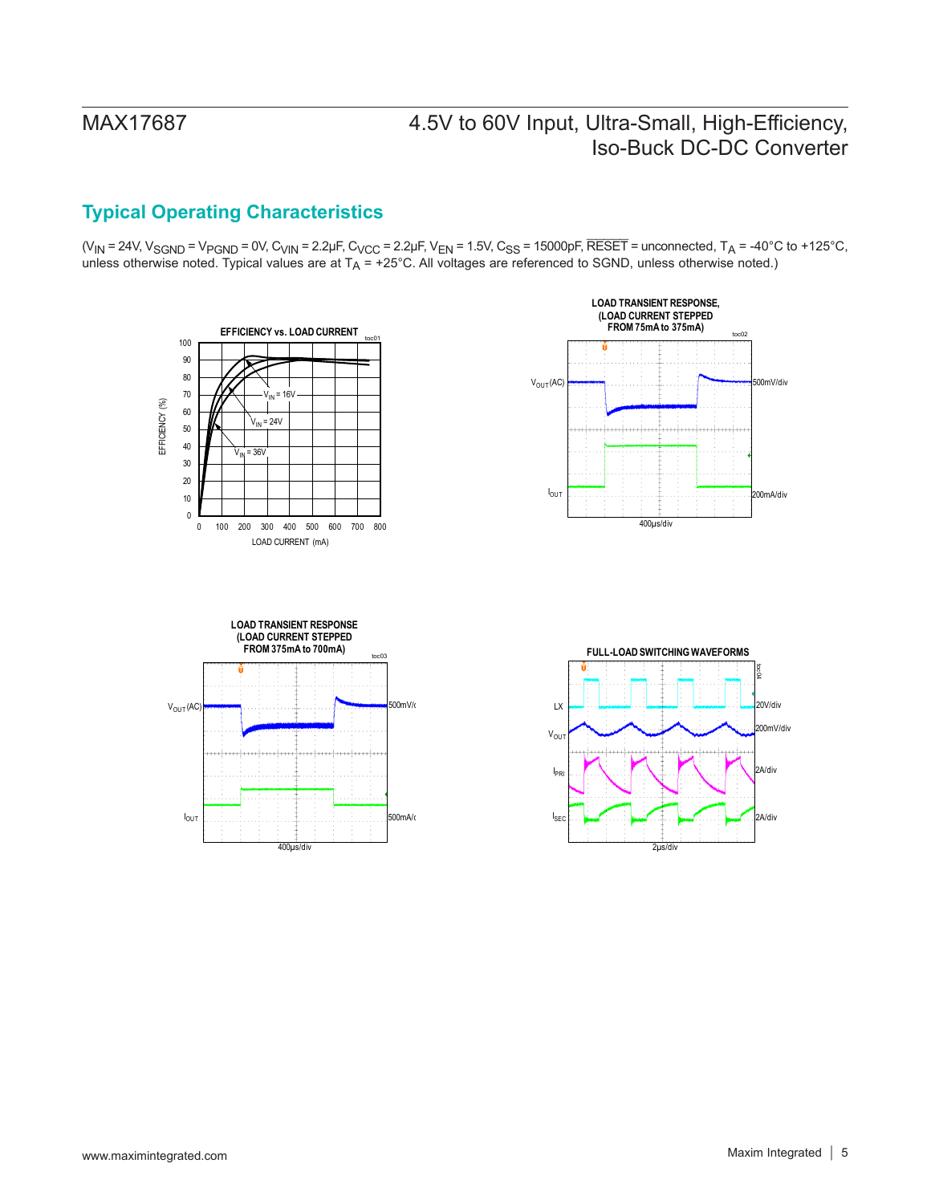## Typical Operating Characteristics

($V_{IN}$ = 24V, $V_{SGND}$ = $V_{PGND}$ = 0V, $C_{VIN}$ = 2.2µF, $C_{VCC}$ = 2.2µF, $V_{EN}$ = 1.5V, $C_{SS}$ = 15000pF, $\overline{RESET}$ = unconnected, $T_A$ = -40°C to +125°C, unless otherwise noted. Typical values are at $T_A$ = +25°C. All voltages are referenced to SGND, unless otherwise noted.)

EFFICIENCY vs. LOAD CURRENT

LOAD TRANSIENT RESPONSE, (LOAD CURRENT STEPPED FROM 75mA to 375mA)

LOAD TRANSIENT RESPONSE (LOAD CURRENT STEPPED FROM 375mA to 700mA)

FULL-LOAD SWITCHING WAVEFORMS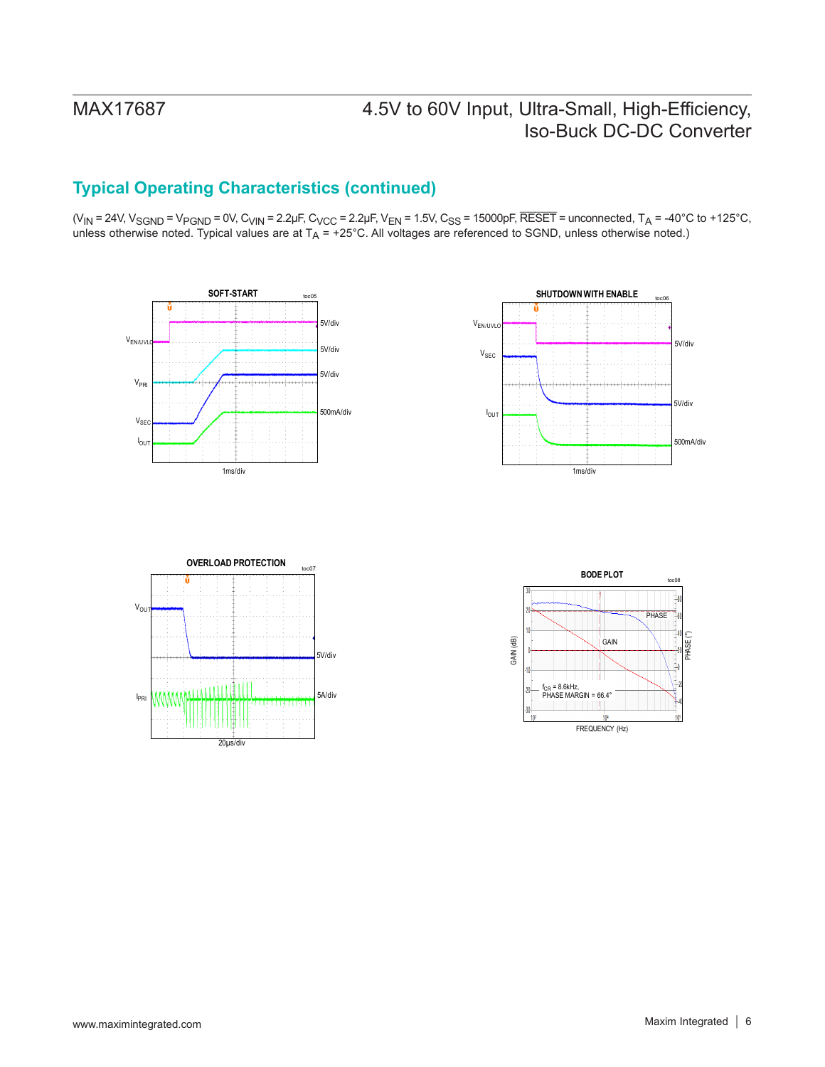## Typical Operating Characteristics (continued)

($V_{IN}$ = 24V, $V_{SGND}$ = $V_{PGND}$ = 0V, $C_{VIN}$ = 2.2µF, $C_{VCC}$ = 2.2µF, $V_{EN}$ = 1.5V, $C_{SS}$ = 15000pF, $\overline{RESET}$ = unconnected, $T_A$ = -40°C to +125°C, unless otherwise noted. Typical values are at $T_A$ = +25°C. All voltages are referenced to SGND, unless otherwise noted.)

**SOFT-START** (toc05)

$V_{EN/UVLO}$ 5V/div, $V_{PRI}$ 5V/div, $V_{SEC}$ 5V/div, $I_{OUT}$ 500mA/div; 1ms/div

**SHUTDOWN WITH ENABLE** (toc06)

$V_{EN/UVLO}$ 5V/div, $V_{SEC}$ 5V/div, $I_{OUT}$ 500mA/div; 1ms/div

**OVERLOAD PROTECTION** (toc07)

$V_{OUT}$ 5V/div, $I_{PRI}$ 5A/div; 20µs/div

**BODE PLOT** (toc08)

GAIN (dB), PHASE (°), FREQUENCY (Hz); $f_{CR}$ = 8.6kHz, PHASE MARGIN = 66.4°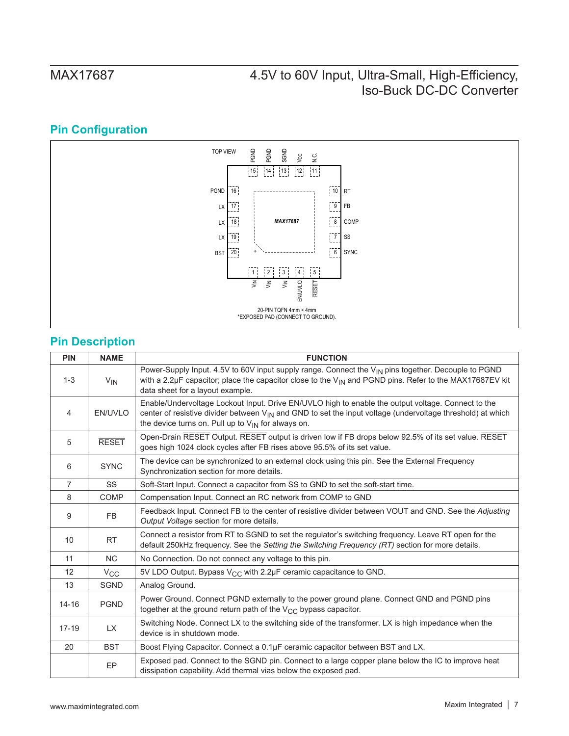## Pin Configuration

TOP VIEW

| Pin | Name |
|---|---|
| 1 | $V_{IN}$ |
| 2 | $V_{IN}$ |
| 3 | $V_{IN}$ |
| 4 | EN/UVLO |
| 5 | RESET |
| 6 | SYNC |
| 7 | SS |
| 8 | COMP |
| 9 | FB |
| 10 | RT |
| 11 | N.C. |
| 12 | $V_{CC}$ |
| 13 | SGND |
| 14 | PGND |
| 15 | PGND |
| 16 | PGND |
| 17 | LX |
| 18 | LX |
| 19 | LX |
| 20 | BST |

MAX17687

20-PIN TQFN 4mm × 4mm

*EXPOSED PAD (CONNECT TO GROUND).

## Pin Description

| PIN | NAME | FUNCTION |
|---|---|---|
| 1-3 | $V_{IN}$ | Power-Supply Input. 4.5V to 60V input supply range. Connect the $V_{IN}$ pins together. Decouple to PGND with a 2.2µF capacitor; place the capacitor close to the $V_{IN}$ and PGND pins. Refer to the MAX17687EV kit data sheet for a layout example. |
| 4 | EN/UVLO | Enable/Undervoltage Lockout Input. Drive EN/UVLO high to enable the output voltage. Connect to the center of resistive divider between $V_{IN}$ and GND to set the input voltage (undervoltage threshold) at which the device turns on. Pull up to $V_{IN}$ for always on. |
| 5 | $\overline{\text{RESET}}$ | Open-Drain $\overline{\text{RESET}}$ Output. $\overline{\text{RESET}}$ output is driven low if FB drops below 92.5% of its set value. $\overline{\text{RESET}}$ goes high 1024 clock cycles after FB rises above 95.5% of its set value. |
| 6 | SYNC | The device can be synchronized to an external clock using this pin. See the External Frequency Synchronization section for more details. |
| 7 | SS | Soft-Start Input. Connect a capacitor from SS to GND to set the soft-start time. |
| 8 | COMP | Compensation Input. Connect an RC network from COMP to GND |
| 9 | FB | Feedback Input. Connect FB to the center of resistive divider between VOUT and GND. See the *Adjusting Output Voltage* section for more details. |
| 10 | RT | Connect a resistor from RT to SGND to set the regulator's switching frequency. Leave RT open for the default 250kHz frequency. See the *Setting the Switching Frequency (RT)* section for more details. |
| 11 | NC | No Connection. Do not connect any voltage to this pin. |
| 12 | $V_{CC}$ | 5V LDO Output. Bypass $V_{CC}$ with 2.2µF ceramic capacitance to GND. |
| 13 | SGND | Analog Ground. |
| 14-16 | PGND | Power Ground. Connect PGND externally to the power ground plane. Connect GND and PGND pins together at the ground return path of the $V_{CC}$ bypass capacitor. |
| 17-19 | LX | Switching Node. Connect LX to the switching side of the transformer. LX is high impedance when the device is in shutdown mode. |
| 20 | BST | Boost Flying Capacitor. Connect a 0.1µF ceramic capacitor between BST and LX. |
| | EP | Exposed pad. Connect to the SGND pin. Connect to a large copper plane below the IC to improve heat dissipation capability. Add thermal vias below the exposed pad. |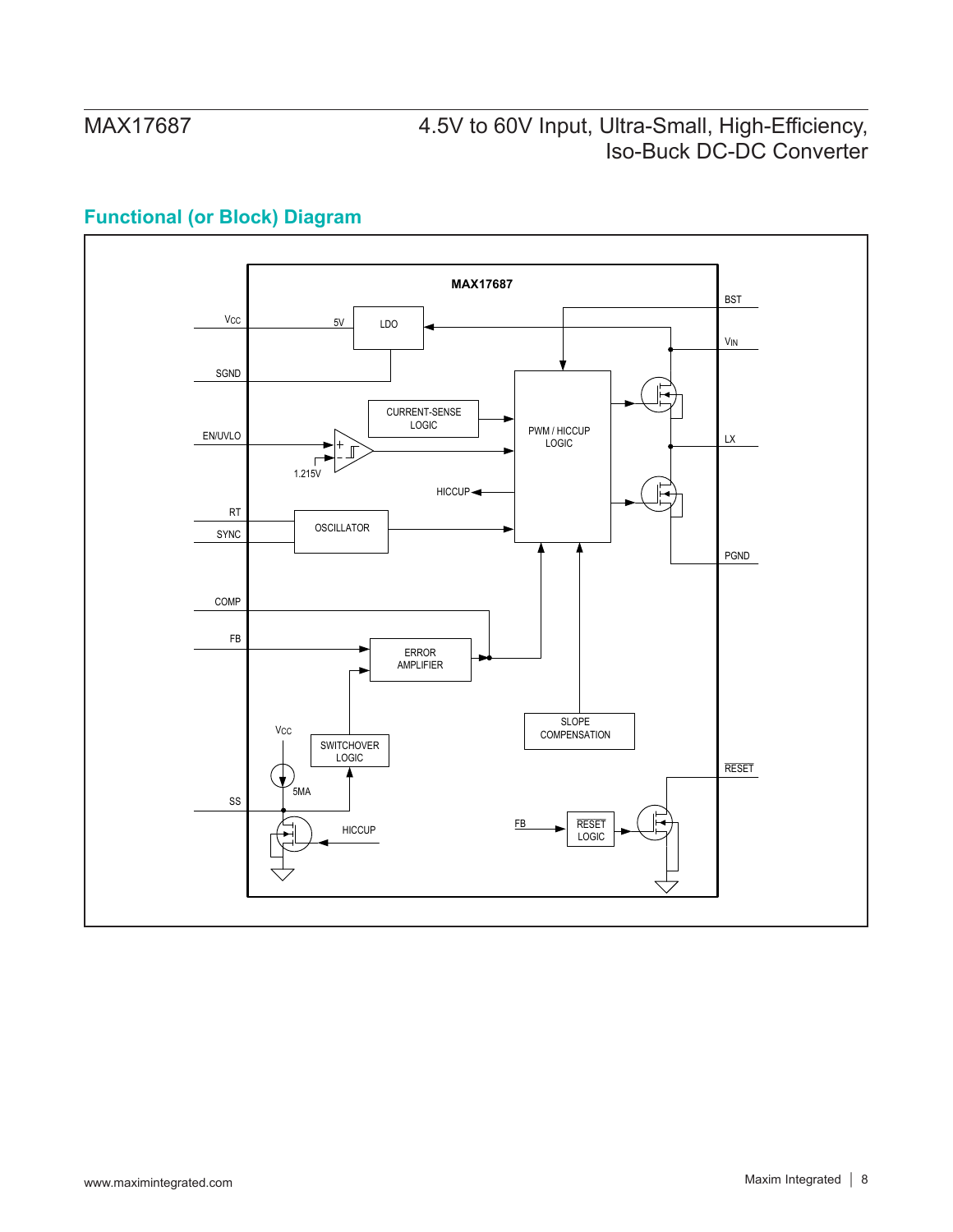## Functional (or Block) Diagram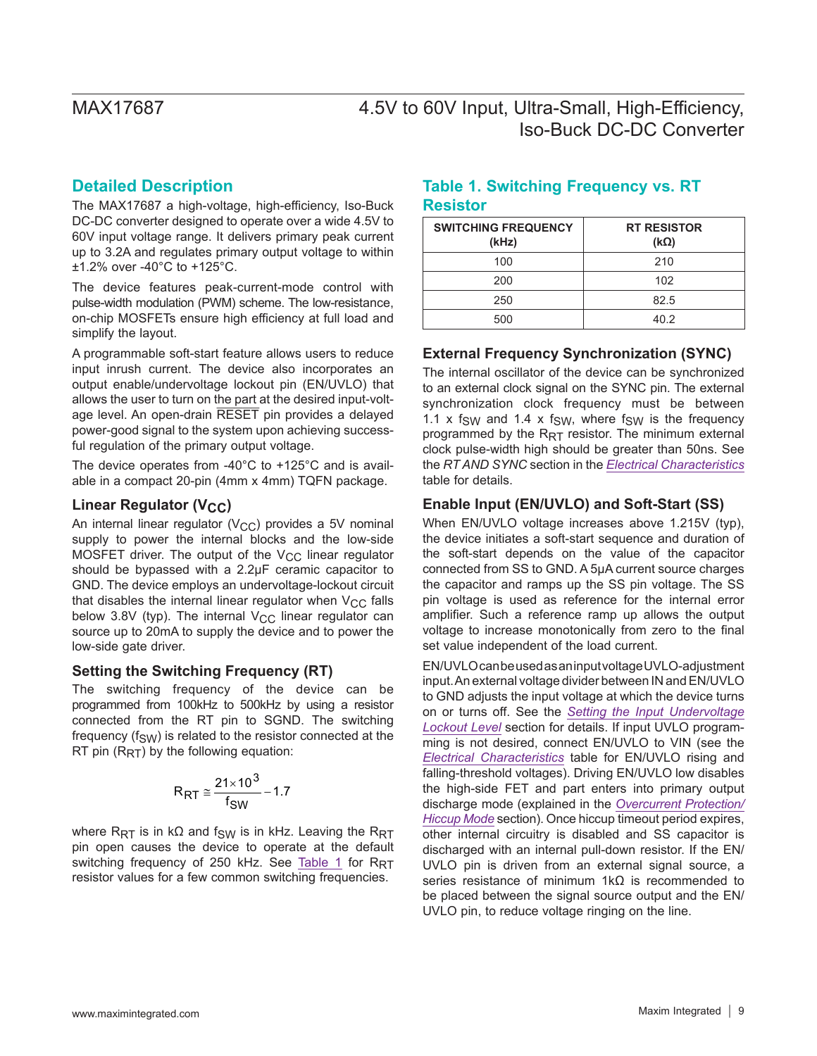## Detailed Description

The MAX17687 a high-voltage, high-efficiency, Iso-Buck DC-DC converter designed to operate over a wide 4.5V to 60V input voltage range. It delivers primary peak current up to 3.2A and regulates primary output voltage to within ±1.2% over -40°C to +125°C.

The device features peak-current-mode control with pulse-width modulation (PWM) scheme. The low-resistance, on-chip MOSFETs ensure high efficiency at full load and simplify the layout.

A programmable soft-start feature allows users to reduce input inrush current. The device also incorporates an output enable/undervoltage lockout pin (EN/UVLO) that allows the user to turn on the part at the desired input-voltage level. An open-drain $\overline{\text{RESET}}$ pin provides a delayed power-good signal to the system upon achieving successful regulation of the primary output voltage.

The device operates from -40°C to +125°C and is available in a compact 20-pin (4mm x 4mm) TQFN package.

### Linear Regulator ($V_{CC}$)

An internal linear regulator ($V_{CC}$) provides a 5V nominal supply to power the internal blocks and the low-side MOSFET driver. The output of the $V_{CC}$ linear regulator should be bypassed with a 2.2μF ceramic capacitor to GND. The device employs an undervoltage-lockout circuit that disables the internal linear regulator when $V_{CC}$ falls below 3.8V (typ). The internal $V_{CC}$ linear regulator can source up to 20mA to supply the device and to power the low-side gate driver.

### Setting the Switching Frequency (RT)

The switching frequency of the device can be programmed from 100kHz to 500kHz by using a resistor connected from the RT pin to SGND. The switching frequency ($f_{SW}$) is related to the resistor connected at the RT pin ($R_{RT}$) by the following equation:

$$R_{RT} \cong \frac{21 \times 10^{3}}{f_{SW}} - 1.7$$

where $R_{RT}$ is in kΩ and $f_{SW}$ is in kHz. Leaving the $R_{RT}$ pin open causes the device to operate at the default switching frequency of 250 kHz. See Table 1 for $R_{RT}$ resistor values for a few common switching frequencies.

## Table 1. Switching Frequency vs. RT Resistor

| SWITCHING FREQUENCY (kHz) | RT RESISTOR (kΩ) |
|---|---|
| 100 | 210 |
| 200 | 102 |
| 250 | 82.5 |
| 500 | 40.2 |

### External Frequency Synchronization (SYNC)

The internal oscillator of the device can be synchronized to an external clock signal on the SYNC pin. The external synchronization clock frequency must be between 1.1 x $f_{SW}$ and 1.4 x $f_{SW}$, where $f_{SW}$ is the frequency programmed by the $R_{RT}$ resistor. The minimum external clock pulse-width high should be greater than 50ns. See the *RT AND SYNC* section in the *Electrical Characteristics* table for details.

### Enable Input (EN/UVLO) and Soft-Start (SS)

When EN/UVLO voltage increases above 1.215V (typ), the device initiates a soft-start sequence and duration of the soft-start depends on the value of the capacitor connected from SS to GND. A 5μA current source charges the capacitor and ramps up the SS pin voltage. The SS pin voltage is used as reference for the internal error amplifier. Such a reference ramp up allows the output voltage to increase monotonically from zero to the final set value independent of the load current.

EN/UVLO can be used as an input voltage UVLO-adjustment input. An external voltage divider between IN and EN/UVLO to GND adjusts the input voltage at which the device turns on or turns off. See the *Setting the Input Undervoltage Lockout Level* section for details. If input UVLO programming is not desired, connect EN/UVLO to VIN (see the *Electrical Characteristics* table for EN/UVLO rising and falling-threshold voltages). Driving EN/UVLO low disables the high-side FET and part enters into primary output discharge mode (explained in the *Overcurrent Protection/ Hiccup Mode* section). Once hiccup timeout period expires, other internal circuitry is disabled and SS capacitor is discharged with an internal pull-down resistor. If the EN/UVLO pin is driven from an external signal source, a series resistance of minimum 1kΩ is recommended to be placed between the signal source output and the EN/UVLO pin, to reduce voltage ringing on the line.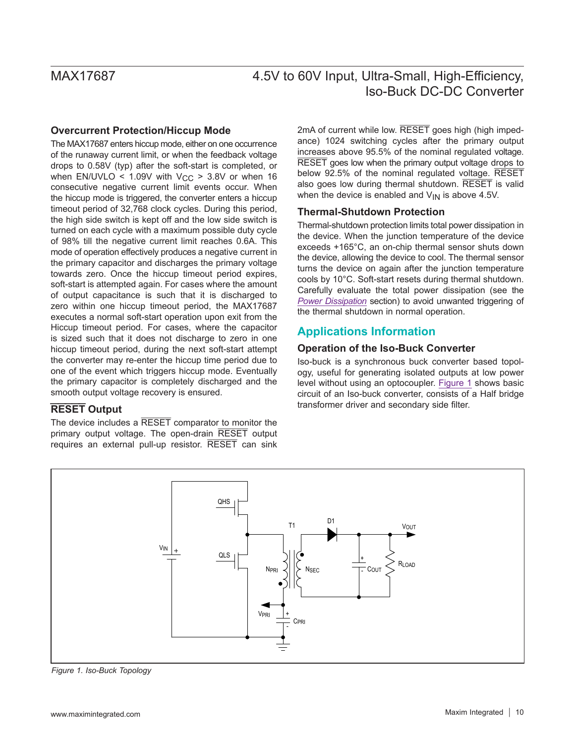### Overcurrent Protection/Hiccup Mode

The MAX17687 enters hiccup mode, either on one occurrence of the runaway current limit, or when the feedback voltage drops to 0.58V (typ) after the soft-start is completed, or when EN/UVLO < 1.09V with $V_{CC}$ > 3.8V or when 16 consecutive negative current limit events occur. When the hiccup mode is triggered, the converter enters a hiccup timeout period of 32,768 clock cycles. During this period, the high side switch is kept off and the low side switch is turned on each cycle with a maximum possible duty cycle of 98% till the negative current limit reaches 0.6A. This mode of operation effectively produces a negative current in the primary capacitor and discharges the primary voltage towards zero. Once the hiccup timeout period expires, soft-start is attempted again. For cases where the amount of output capacitance is such that it is discharged to zero within one hiccup timeout period, the MAX17687 executes a normal soft-start operation upon exit from the Hiccup timeout period. For cases, where the capacitor is sized such that it does not discharge to zero in one hiccup timeout period, during the next soft-start attempt the converter may re-enter the hiccup time period due to one of the event which triggers hiccup mode. Eventually the primary capacitor is completely discharged and the smooth output voltage recovery is ensured.

### RESET Output

The device includes a RESET comparator to monitor the primary output voltage. The open-drain RESET output requires an external pull-up resistor. RESET can sink 2mA of current while low. RESET goes high (high impedance) 1024 switching cycles after the primary output increases above 95.5% of the nominal regulated voltage. RESET goes low when the primary output voltage drops to below 92.5% of the nominal regulated voltage. RESET also goes low during thermal shutdown. RESET is valid when the device is enabled and $V_{IN}$ is above 4.5V.

### Thermal-Shutdown Protection

Thermal-shutdown protection limits total power dissipation in the device. When the junction temperature of the device exceeds +165°C, an on-chip thermal sensor shuts down the device, allowing the device to cool. The thermal sensor turns the device on again after the junction temperature cools by 10°C. Soft-start resets during thermal shutdown. Carefully evaluate the total power dissipation (see the *Power Dissipation* section) to avoid unwanted triggering of the thermal shutdown in normal operation.

## Applications Information

### Operation of the Iso-Buck Converter

Iso-buck is a synchronous buck converter based topology, useful for generating isolated outputs at low power level without using an optocoupler. Figure 1 shows basic circuit of an Iso-buck converter, consists of a Half bridge transformer driver and secondary side filter.

*Figure 1. Iso-Buck Topology*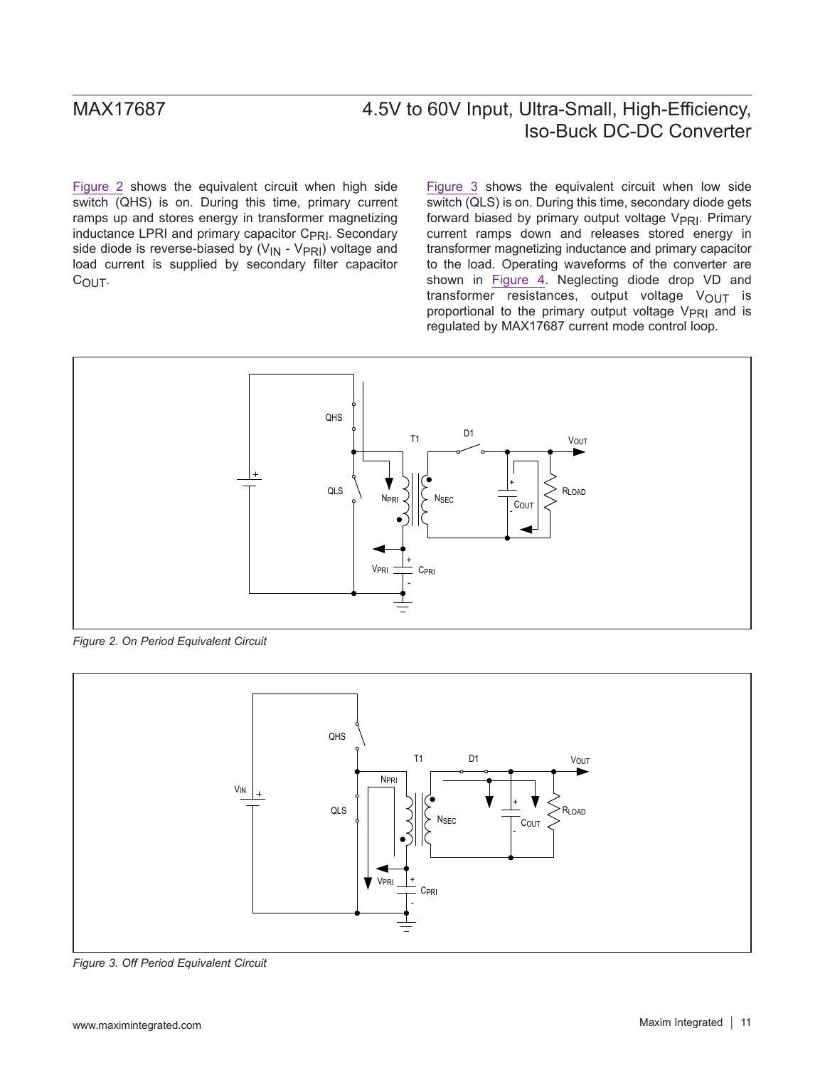Figure 2 shows the equivalent circuit when high side switch (QHS) is on. During this time, primary current ramps up and stores energy in transformer magnetizing inductance LPRI and primary capacitor $C_{PRI}$. Secondary side diode is reverse-biased by ($V_{IN}$ - $V_{PRI}$) voltage and load current is supplied by secondary filter capacitor $C_{OUT}$.

Figure 3 shows the equivalent circuit when low side switch (QLS) is on. During this time, secondary diode gets forward biased by primary output voltage $V_{PRI}$. Primary current ramps down and releases stored energy in transformer magnetizing inductance and primary capacitor to the load. Operating waveforms of the converter are shown in Figure 4. Neglecting diode drop VD and transformer resistances, output voltage $V_{OUT}$ is proportional to the primary output voltage $V_{PRI}$ and is regulated by MAX17687 current mode control loop.

*Figure 2. On Period Equivalent Circuit*

*Figure 3. Off Period Equivalent Circuit*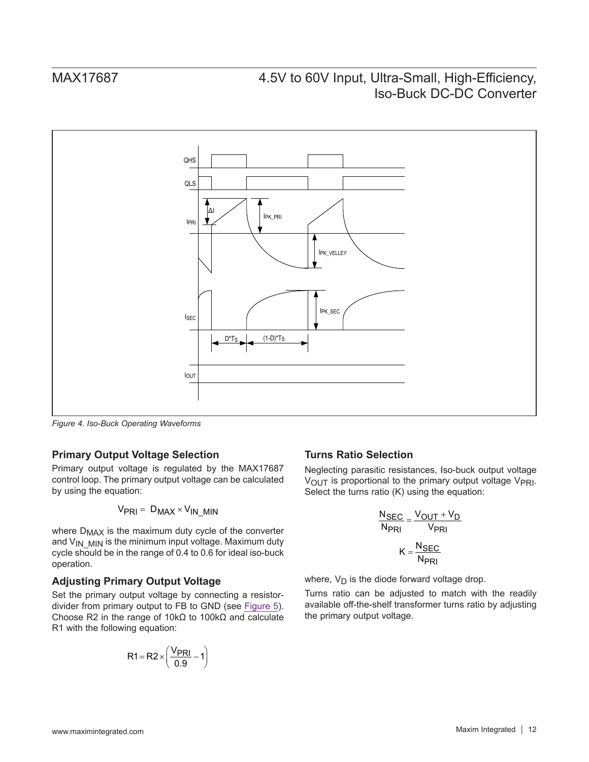*Figure 4. Iso-Buck Operating Waveforms*

### Primary Output Voltage Selection

Primary output voltage is regulated by the MAX17687 control loop. The primary output voltage can be calculated by using the equation:

$$V_{PRI} = D_{MAX} \times V_{IN\_MIN}$$

where $D_{MAX}$ is the maximum duty cycle of the converter and $V_{IN\_MIN}$ is the minimum input voltage. Maximum duty cycle should be in the range of 0.4 to 0.6 for ideal iso-buck operation.

### Adjusting Primary Output Voltage

Set the primary output voltage by connecting a resistor-divider from primary output to FB to GND (see Figure 5). Choose R2 in the range of 10kΩ to 100kΩ and calculate R1 with the following equation:

$$R1 = R2 \times \left( \frac{V_{PRI}}{0.9} - 1 \right)$$

### Turns Ratio Selection

Neglecting parasitic resistances, Iso-buck output voltage $V_{OUT}$ is proportional to the primary output voltage $V_{PRI}$. Select the turns ratio (K) using the equation:

$$\frac{N_{SEC}}{N_{PRI}} = \frac{V_{OUT} + V_D}{V_{PRI}}$$

$$K = \frac{N_{SEC}}{N_{PRI}}$$

where, $V_D$ is the diode forward voltage drop.

Turns ratio can be adjusted to match with the readily available off-the-shelf transformer turns ratio by adjusting the primary output voltage.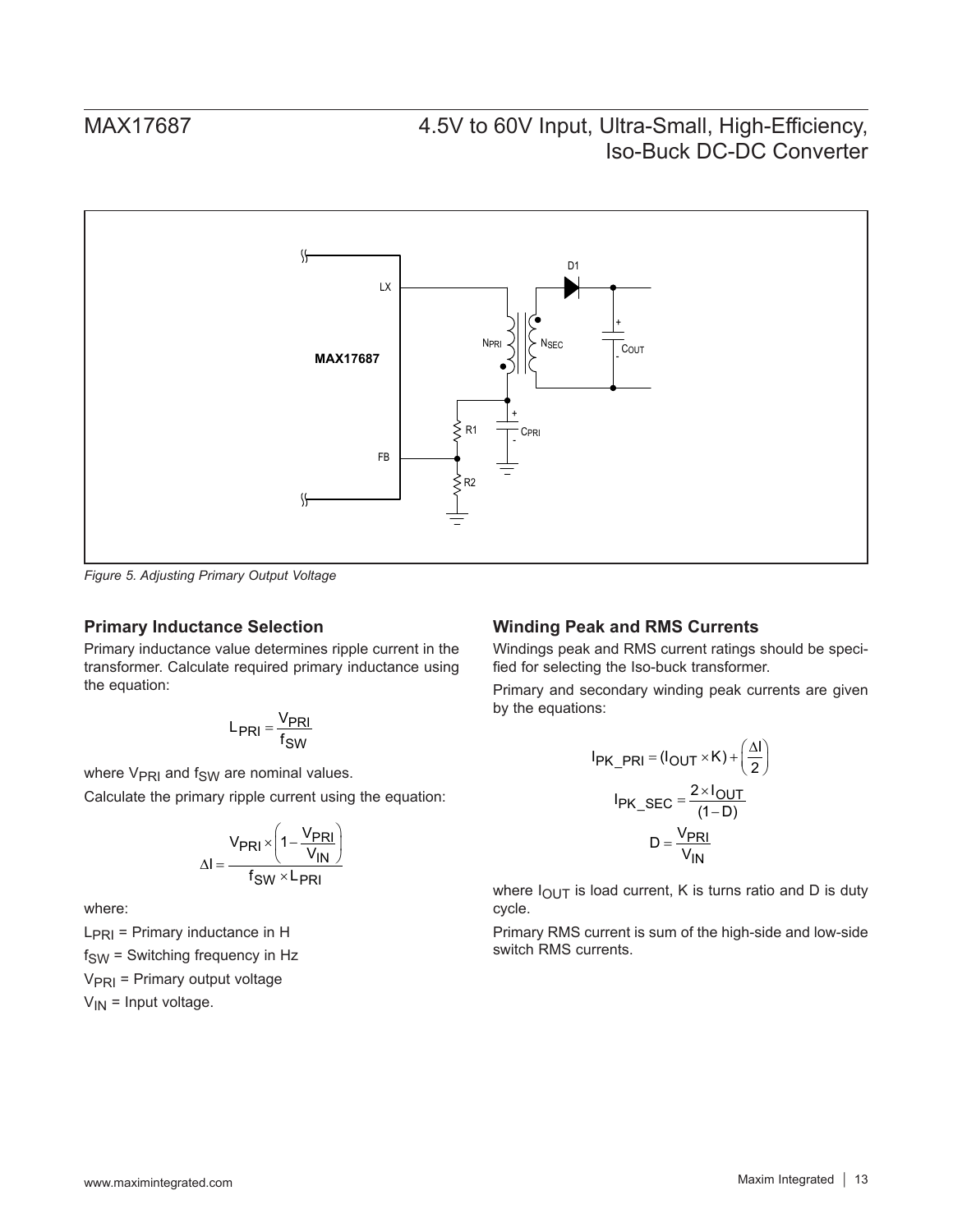Figure 5. Adjusting Primary Output Voltage

### Primary Inductance Selection

Primary inductance value determines ripple current in the transformer. Calculate required primary inductance using the equation:

$$L_{PRI} = \frac{V_{PRI}}{f_{SW}}$$

where $V_{PRI}$ and $f_{SW}$ are nominal values.

Calculate the primary ripple current using the equation:

$$\Delta I = \frac{V_{PRI} \times \left(1 - \frac{V_{PRI}}{V_{IN}}\right)}{f_{SW} \times L_{PRI}}$$

where:

$L_{PRI}$ = Primary inductance in H

$f_{SW}$ = Switching frequency in Hz

$V_{PRI}$ = Primary output voltage

$V_{IN}$ = Input voltage.

### Winding Peak and RMS Currents

Windings peak and RMS current ratings should be specified for selecting the Iso-buck transformer.

Primary and secondary winding peak currents are given by the equations:

$$I_{PK\_PRI} = (I_{OUT} \times K) + \left(\frac{\Delta I}{2}\right)$$

$$I_{PK\_SEC} = \frac{2 \times I_{OUT}}{(1 - D)}$$

$$D = \frac{V_{PRI}}{V_{IN}}$$

where $I_{OUT}$ is load current, K is turns ratio and D is duty cycle.

Primary RMS current is sum of the high-side and low-side switch RMS currents.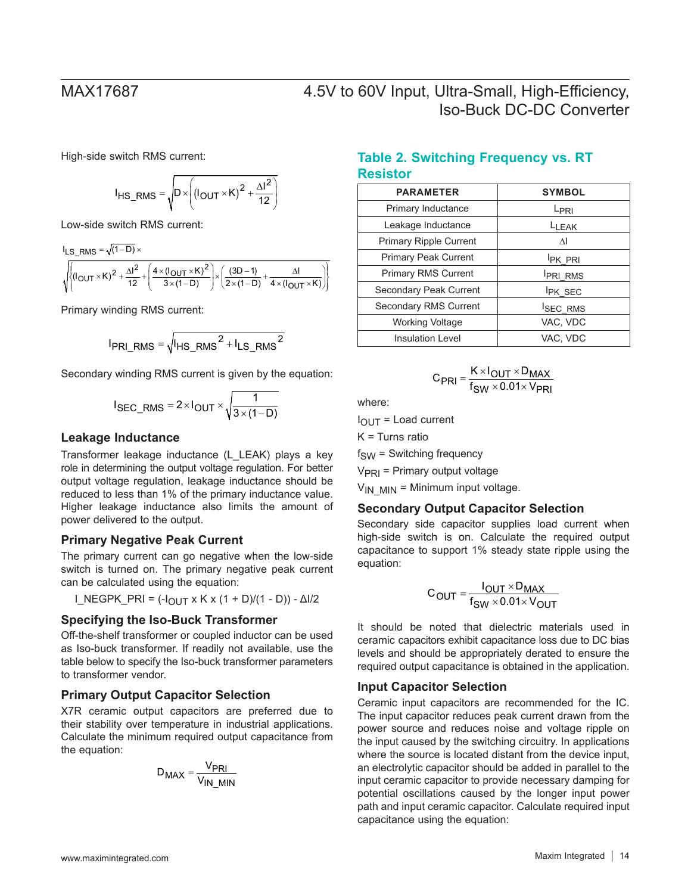High-side switch RMS current:

$$I_{HS\_RMS} = \sqrt{D \times \left( (I_{OUT} \times K)^2 + \frac{\Delta I^2}{12} \right)}$$

Low-side switch RMS current:

$$I_{LS\_RMS} = \sqrt{(1-D)} \times \sqrt{\left\{ (I_{OUT} \times K)^2 + \frac{\Delta I^2}{12} + \left( \frac{4 \times (I_{OUT} \times K)^2}{3 \times (1-D)} \right) \times \left( \frac{(3D-1)}{2 \times (1-D)} + \frac{\Delta I}{4 \times (I_{OUT} \times K)} \right) \right\}}$$

Primary winding RMS current:

$$I_{PRI\_RMS} = \sqrt{I_{HS\_RMS}{}^2 + I_{LS\_RMS}{}^2}$$

Secondary winding RMS current is given by the equation:

$$I_{SEC\_RMS} = 2 \times I_{OUT} \times \sqrt{\frac{1}{3 \times (1-D)}}$$

### Leakage Inductance

Transformer leakage inductance (L_LEAK) plays a key role in determining the output voltage regulation. For better output voltage regulation, leakage inductance should be reduced to less than 1% of the primary inductance value. Higher leakage inductance also limits the amount of power delivered to the output.

### Primary Negative Peak Current

The primary current can go negative when the low-side switch is turned on. The primary negative peak current can be calculated using the equation:

$I\_NEGPK\_PRI = (-I_{OUT} \times K \times (1 + D)/(1 - D)) - \Delta I/2$

### Specifying the Iso-Buck Transformer

Off-the-shelf transformer or coupled inductor can be used as Iso-buck transformer. If readily not available, use the table below to specify the Iso-buck transformer parameters to transformer vendor.

### Primary Output Capacitor Selection

X7R ceramic output capacitors are preferred due to their stability over temperature in industrial applications. Calculate the minimum required output capacitance from the equation:

$$D_{MAX} = \frac{V_{PRI}}{V_{IN\_MIN}}$$

### Table 2. Switching Frequency vs. RT Resistor

| PARAMETER | SYMBOL |
|---|---|
| Primary Inductance | $L_{PRI}$ |
| Leakage Inductance | $L_{LEAK}$ |
| Primary Ripple Current | $\Delta I$ |
| Primary Peak Current | $I_{PK\_PRI}$ |
| Primary RMS Current | $I_{PRI\_RMS}$ |
| Secondary Peak Current | $I_{PK\_SEC}$ |
| Secondary RMS Current | $I_{SEC\_RMS}$ |
| Working Voltage | VAC, VDC |
| Insulation Level | VAC, VDC |

$$C_{PRI} = \frac{K \times I_{OUT} \times D_{MAX}}{f_{SW} \times 0.01 \times V_{PRI}}$$

where:

$I_{OUT}$ = Load current

K = Turns ratio

$f_{SW}$ = Switching frequency

$V_{PRI}$ = Primary output voltage

$V_{IN\_MIN}$ = Minimum input voltage.

### Secondary Output Capacitor Selection

Secondary side capacitor supplies load current when high-side switch is on. Calculate the required output capacitance to support 1% steady state ripple using the equation:

$$C_{OUT} = \frac{I_{OUT} \times D_{MAX}}{f_{SW} \times 0.01 \times V_{OUT}}$$

It should be noted that dielectric materials used in ceramic capacitors exhibit capacitance loss due to DC bias levels and should be appropriately derated to ensure the required output capacitance is obtained in the application.

### Input Capacitor Selection

Ceramic input capacitors are recommended for the IC. The input capacitor reduces peak current drawn from the power source and reduces noise and voltage ripple on the input caused by the switching circuitry. In applications where the source is located distant from the device input, an electrolytic capacitor should be added in parallel to the input ceramic capacitor to provide necessary damping for potential oscillations caused by the longer input power path and input ceramic capacitor. Calculate required input capacitance using the equation: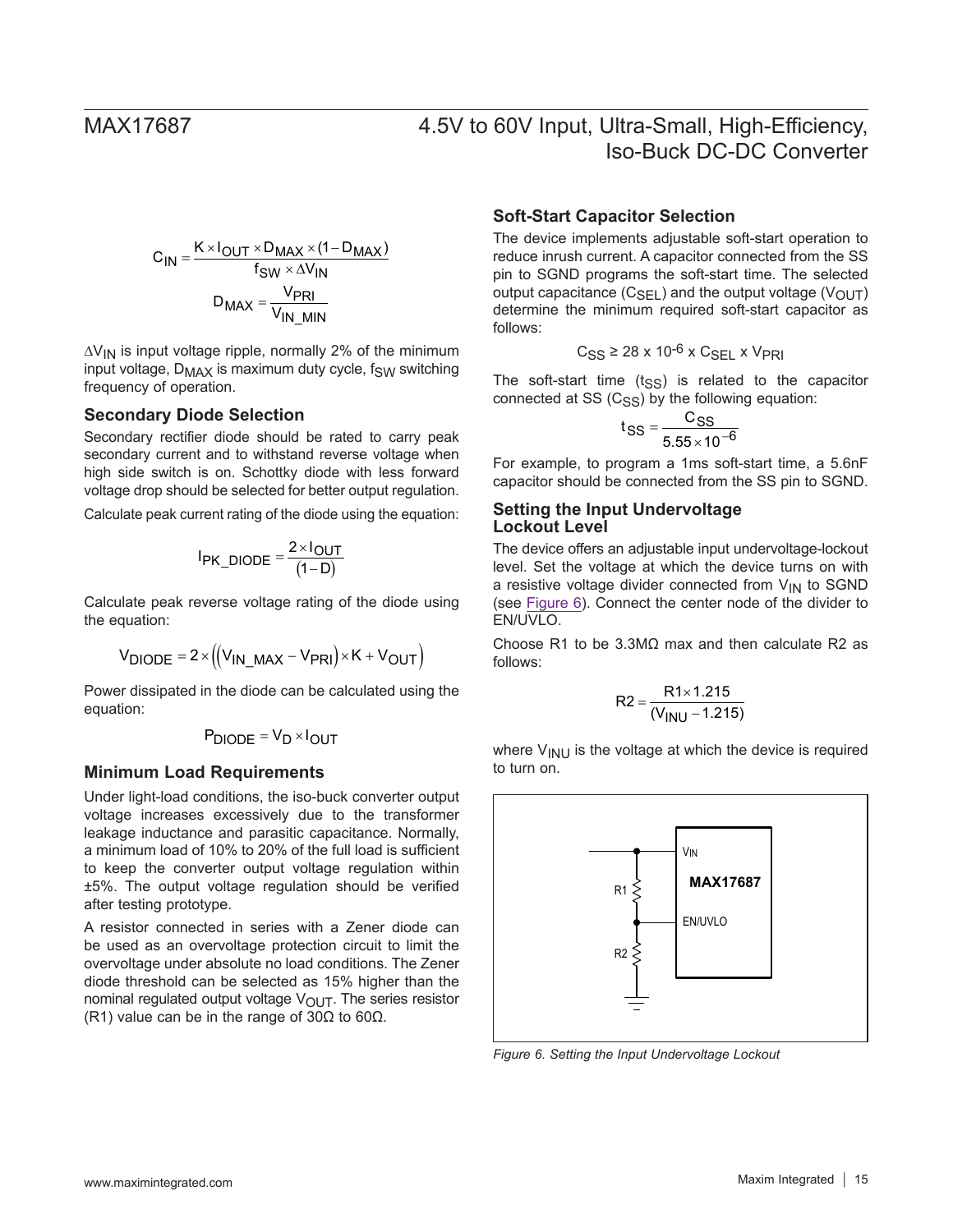$$C_{IN} = \frac{K \times I_{OUT} \times D_{MAX} \times (1 - D_{MAX})}{f_{SW} \times \Delta V_{IN}}$$

$$D_{MAX} = \frac{V_{PRI}}{V_{IN\_MIN}}$$

$\Delta V_{IN}$ is input voltage ripple, normally 2% of the minimum input voltage, $D_{MAX}$ is maximum duty cycle, $f_{SW}$ switching frequency of operation.

### Secondary Diode Selection

Secondary rectifier diode should be rated to carry peak secondary current and to withstand reverse voltage when high side switch is on. Schottky diode with less forward voltage drop should be selected for better output regulation.

Calculate peak current rating of the diode using the equation:

$$I_{PK\_DIODE} = \frac{2 \times I_{OUT}}{(1 - D)}$$

Calculate peak reverse voltage rating of the diode using the equation:

$$V_{DIODE} = 2 \times \left( \left( V_{IN\_MAX} - V_{PRI} \right) \times K + V_{OUT} \right)$$

Power dissipated in the diode can be calculated using the equation:

$$P_{DIODE} = V_D \times I_{OUT}$$

### Minimum Load Requirements

Under light-load conditions, the iso-buck converter output voltage increases excessively due to the transformer leakage inductance and parasitic capacitance. Normally, a minimum load of 10% to 20% of the full load is sufficient to keep the converter output voltage regulation within ±5%. The output voltage regulation should be verified after testing prototype.

A resistor connected in series with a Zener diode can be used as an overvoltage protection circuit to limit the overvoltage under absolute no load conditions. The Zener diode threshold can be selected as 15% higher than the nominal regulated output voltage $V_{OUT}$. The series resistor (R1) value can be in the range of 30Ω to 60Ω.

### Soft-Start Capacitor Selection

The device implements adjustable soft-start operation to reduce inrush current. A capacitor connected from the SS pin to SGND programs the soft-start time. The selected output capacitance ($C_{SEL}$) and the output voltage ($V_{OUT}$) determine the minimum required soft-start capacitor as follows:

$$C_{SS} \geq 28 \times 10^{-6} \times C_{SEL} \times V_{PRI}$$

The soft-start time ($t_{SS}$) is related to the capacitor connected at SS ($C_{SS}$) by the following equation:

$$t_{SS} = \frac{C_{SS}}{5.55 \times 10^{-6}}$$

For example, to program a 1ms soft-start time, a 5.6nF capacitor should be connected from the SS pin to SGND.

### Setting the Input Undervoltage Lockout Level

The device offers an adjustable input undervoltage-lockout level. Set the voltage at which the device turns on with a resistive voltage divider connected from $V_{IN}$ to SGND (see Figure 6). Connect the center node of the divider to EN/UVLO.

Choose R1 to be 3.3MΩ max and then calculate R2 as follows:

$$R2 = \frac{R1 \times 1.215}{(V_{INU} - 1.215)}$$

where $V_{INU}$ is the voltage at which the device is required to turn on.

*Figure 6. Setting the Input Undervoltage Lockout*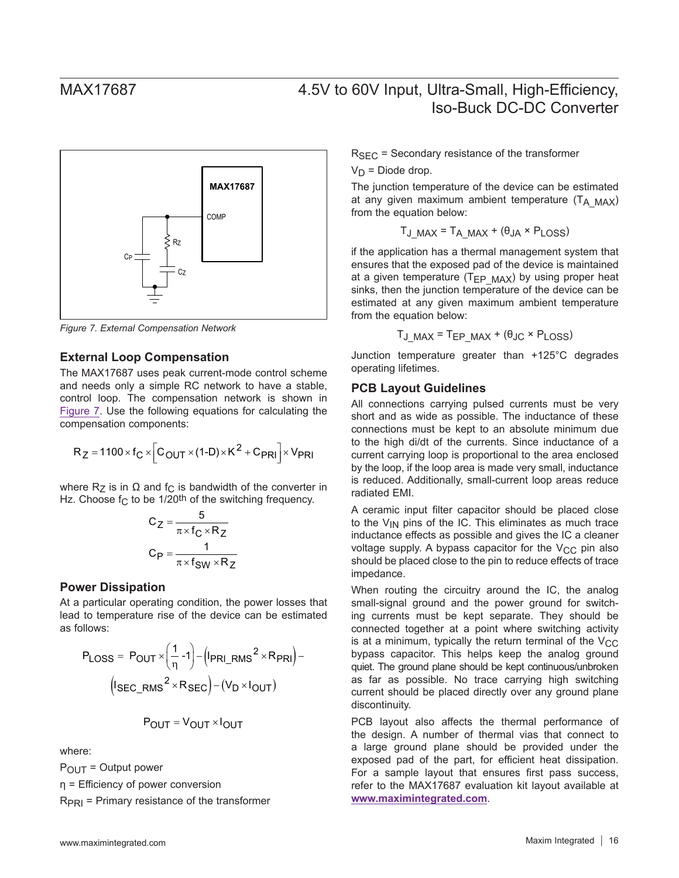Figure 7. External Compensation Network

## External Loop Compensation

The MAX17687 uses peak current-mode control scheme and needs only a simple RC network to have a stable, control loop. The compensation network is shown in Figure 7. Use the following equations for calculating the compensation components:

$$R_Z = 1100 \times f_C \times \left[C_{OUT} \times (1\text{-}D) \times K^2 + C_{PRI}\right] \times V_{PRI}$$

where $R_Z$ is in Ω and $f_C$ is bandwidth of the converter in Hz. Choose $f_C$ to be 1/20th of the switching frequency.

$$C_Z = \frac{5}{\pi \times f_C \times R_Z}$$

$$C_P = \frac{1}{\pi \times f_{SW} \times R_Z}$$

## Power Dissipation

At a particular operating condition, the power losses that lead to temperature rise of the device can be estimated as follows:

$$P_{LOSS} = P_{OUT} \times \left(\frac{1}{\eta} - 1\right) - \left(I_{PRI\_RMS}{}^2 \times R_{PRI}\right) - \left(I_{SEC\_RMS}{}^2 \times R_{SEC}\right) - \left(V_D \times I_{OUT}\right)$$

$$P_{OUT} = V_{OUT} \times I_{OUT}$$

where:

$P_{OUT}$ = Output power

η = Efficiency of power conversion

$R_{PRI}$ = Primary resistance of the transformer

$R_{SEC}$ = Secondary resistance of the transformer

$V_D$ = Diode drop.

The junction temperature of the device can be estimated at any given maximum ambient temperature ($T_{A\_MAX}$) from the equation below:

$$T_{J\_MAX} = T_{A\_MAX} + (\theta_{JA} \times P_{LOSS})$$

if the application has a thermal management system that ensures that the exposed pad of the device is maintained at a given temperature ($T_{EP\_MAX}$) by using proper heat sinks, then the junction temperature of the device can be estimated at any given maximum ambient temperature from the equation below:

$$T_{J\_MAX} = T_{EP\_MAX} + (\theta_{JC} \times P_{LOSS})$$

Junction temperature greater than +125°C degrades operating lifetimes.

## PCB Layout Guidelines

All connections carrying pulsed currents must be very short and as wide as possible. The inductance of these connections must be kept to an absolute minimum due to the high di/dt of the currents. Since inductance of a current carrying loop is proportional to the area enclosed by the loop, if the loop area is made very small, inductance is reduced. Additionally, small-current loop areas reduce radiated EMI.

A ceramic input filter capacitor should be placed close to the $V_{IN}$ pins of the IC. This eliminates as much trace inductance effects as possible and gives the IC a cleaner voltage supply. A bypass capacitor for the $V_{CC}$ pin also should be placed close to the pin to reduce effects of trace impedance.

When routing the circuitry around the IC, the analog small-signal ground and the power ground for switching currents must be kept separate. They should be connected together at a point where switching activity is at a minimum, typically the return terminal of the $V_{CC}$ bypass capacitor. This helps keep the analog ground quiet. The ground plane should be kept continuous/unbroken as far as possible. No trace carrying high switching current should be placed directly over any ground plane discontinuity.

PCB layout also affects the thermal performance of the design. A number of thermal vias that connect to a large ground plane should be provided under the exposed pad of the part, for efficient heat dissipation. For a sample layout that ensures first pass success, refer to the MAX17687 evaluation kit layout available at **www.maximintegrated.com**.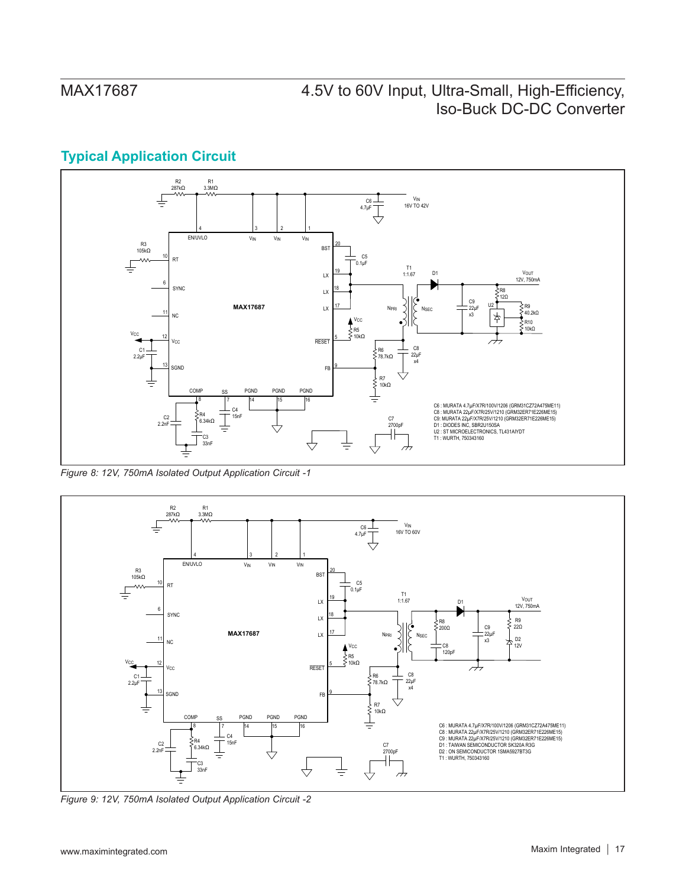## Typical Application Circuit

C6 : MURATA 4.7µF/X7R/100V/1206 (GRM31CZ72A475ME11)
C8 : MURATA 22µF/X7R/25V/1210 (GRM32ER71E226ME15)
C9: MURATA 22µF/X7R/25V/1210 (GRM32ER71E226ME15)
D1 : DIODES INC, SBR2U150SA
U2 : ST MICROELECTRONICS, TL431AIYDT
T1 : WURTH, 750343160

*Figure 8: 12V, 750mA Isolated Output Application Circuit -1*

C6 : MURATA 4.7µF/X7R/100V/1206 (GRM31CZ72A475ME11)
C8 : MURATA 22µF/X7R/25V/1210 (GRM32ER71E226ME15)
C9 : MURATA 22µF/X7R/25V/1210 (GRM32ER71E226ME15)
D1 : TAIWAN SEMICONDUCTOR SK320A R3G
D2 : ON SEMICONDUCTOR 1SMA5927BT3G
T1 : WURTH, 750343160

*Figure 9: 12V, 750mA Isolated Output Application Circuit -2*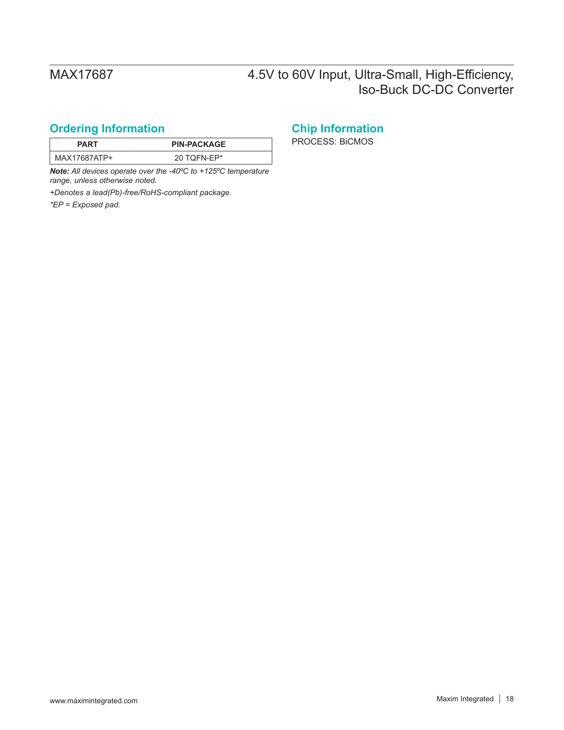## Ordering Information

| PART | PIN-PACKAGE |
|---|---|
| MAX17687ATP+ | 20 TQFN-EP* |

***Note:*** *All devices operate over the -40ºC to +125ºC temperature range, unless otherwise noted.*

*+Denotes a lead(Pb)-free/RoHS-compliant package.*

**EP = Exposed pad.*

## Chip Information

PROCESS: BiCMOS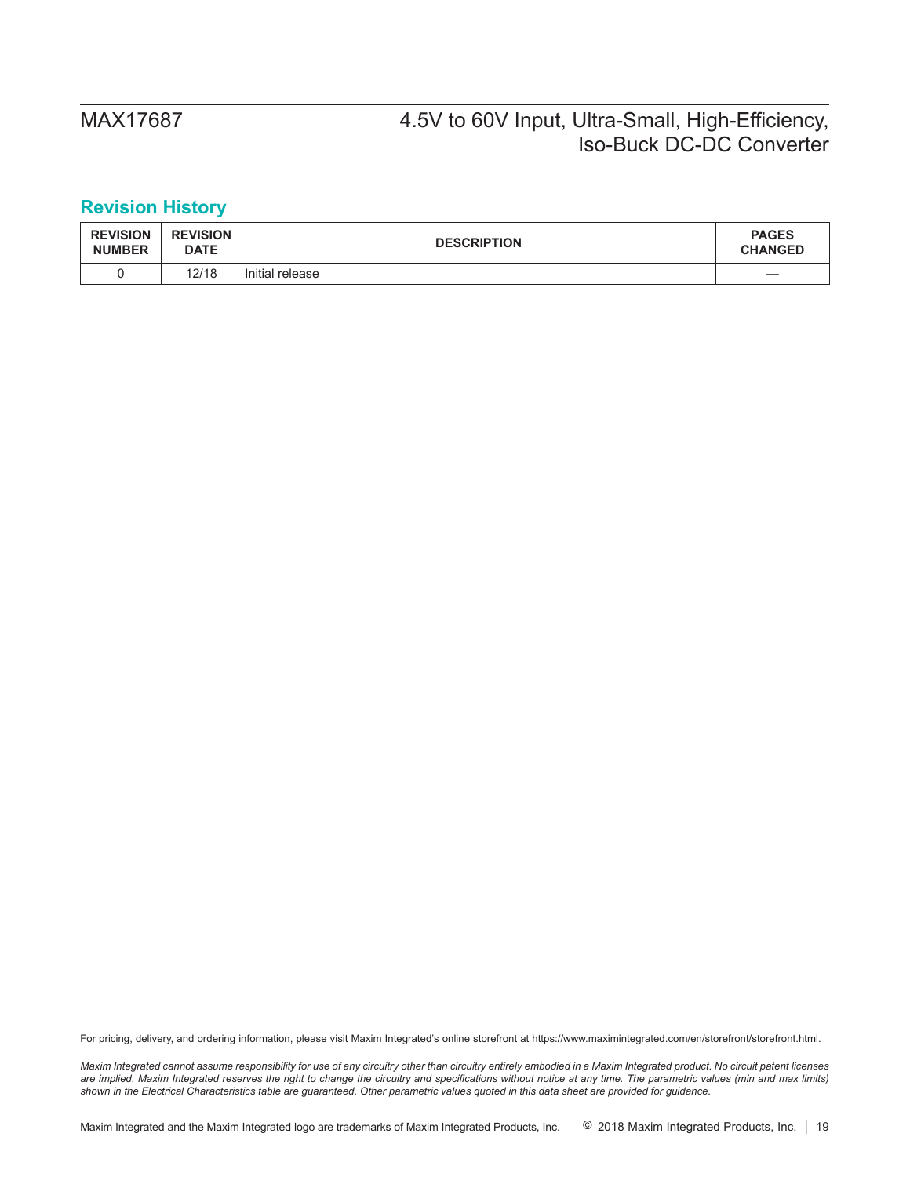## Revision History

| REVISION NUMBER | REVISION DATE | DESCRIPTION | PAGES CHANGED |
|---|---|---|---|
| 0 | 12/18 | Initial release | — |

For pricing, delivery, and ordering information, please visit Maxim Integrated's online storefront at https://www.maximintegrated.com/en/storefront/storefront.html.

*Maxim Integrated cannot assume responsibility for use of any circuitry other than circuitry entirely embodied in a Maxim Integrated product. No circuit patent licenses are implied. Maxim Integrated reserves the right to change the circuitry and specifications without notice at any time. The parametric values (min and max limits) shown in the Electrical Characteristics table are guaranteed. Other parametric values quoted in this data sheet are provided for guidance.*

Maxim Integrated and the Maxim Integrated logo are trademarks of Maxim Integrated Products, Inc. © 2018 Maxim Integrated Products, Inc.